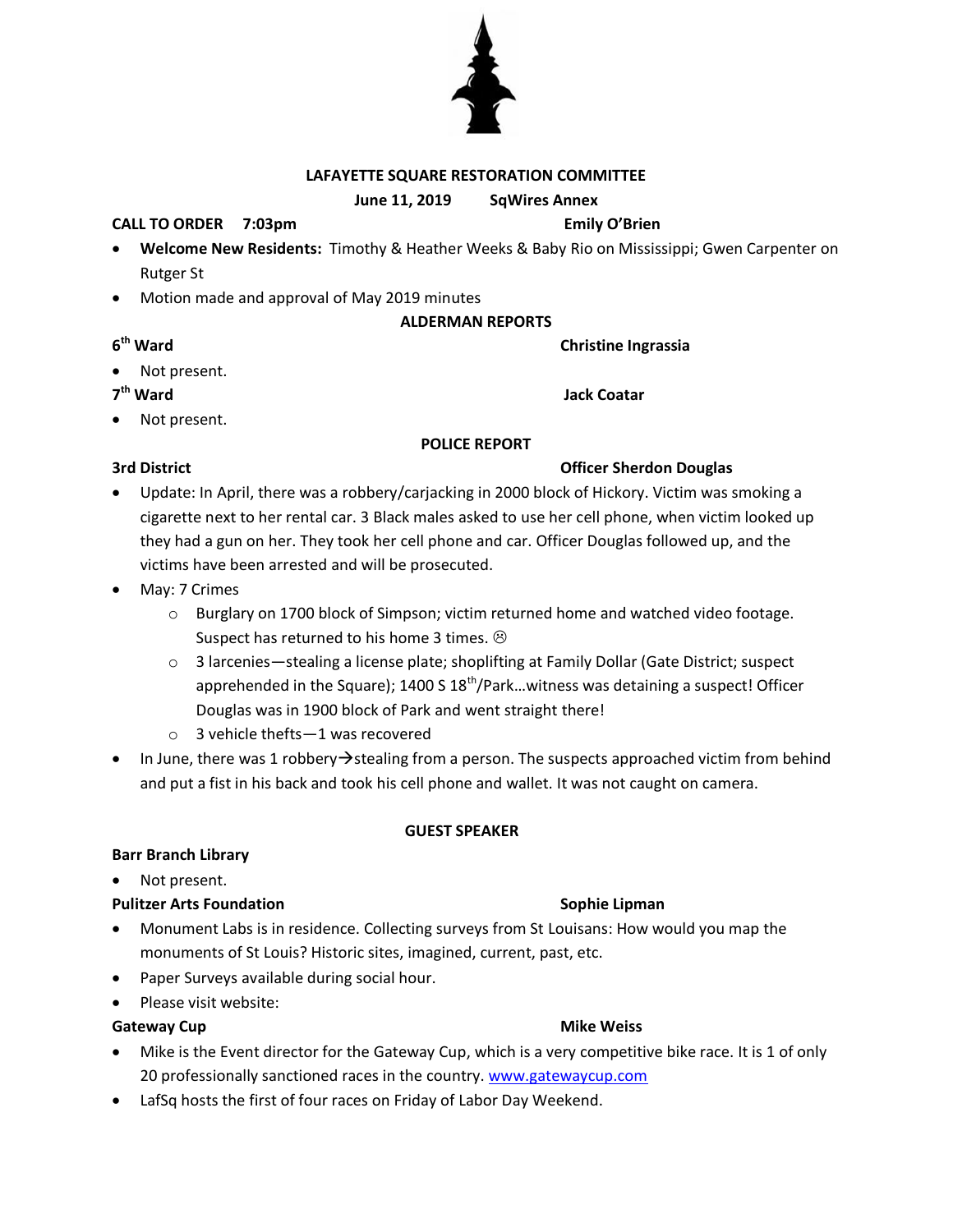# LAFAYETTE SQUARE RESTORATION COMMITTEE

**June 11, 2019 SqWires Annex**

**CALL TO ORDER 7:03pm** **Emily O'Brien**

- **Welcome New Residents:** Timothy & Heather Weeks & Baby Rio on Mississippi; Gwen Carpenter on Rutger St
- Motion made and approval of May 2019 minutes

## ALDERMAN REPORTS

**6th Ward** **Christine Ingrassia**

- Not present.

**7th Ward** **Jack Coatar**

- Not present.

## POLICE REPORT

**3rd District** **Officer Sherdon Douglas**

- Update: In April, there was a robbery/carjacking in 2000 block of Hickory. Victim was smoking a cigarette next to her rental car. 3 Black males asked to use her cell phone, when victim looked up they had a gun on her. They took her cell phone and car. Officer Douglas followed up, and the victims have been arrested and will be prosecuted.
- May: 7 Crimes
  - Burglary on 1700 block of Simpson; victim returned home and watched video footage. Suspect has returned to his home 3 times. ☹
  - 3 larcenies—stealing a license plate; shoplifting at Family Dollar (Gate District; suspect apprehended in the Square); 1400 S 18th/Park…witness was detaining a suspect! Officer Douglas was in 1900 block of Park and went straight there!
  - 3 vehicle thefts—1 was recovered
- In June, there was 1 robbery→stealing from a person. The suspects approached victim from behind and put a fist in his back and took his cell phone and wallet. It was not caught on camera.

## GUEST SPEAKER

**Barr Branch Library**

- Not present.

**Pulitzer Arts Foundation** **Sophie Lipman**

- Monument Labs is in residence. Collecting surveys from St Louisans: How would you map the monuments of St Louis? Historic sites, imagined, current, past, etc.
- Paper Surveys available during social hour.
- Please visit website:

**Gateway Cup** **Mike Weiss**

- Mike is the Event director for the Gateway Cup, which is a very competitive bike race. It is 1 of only 20 professionally sanctioned races in the country. www.gatewaycup.com
- LafSq hosts the first of four races on Friday of Labor Day Weekend.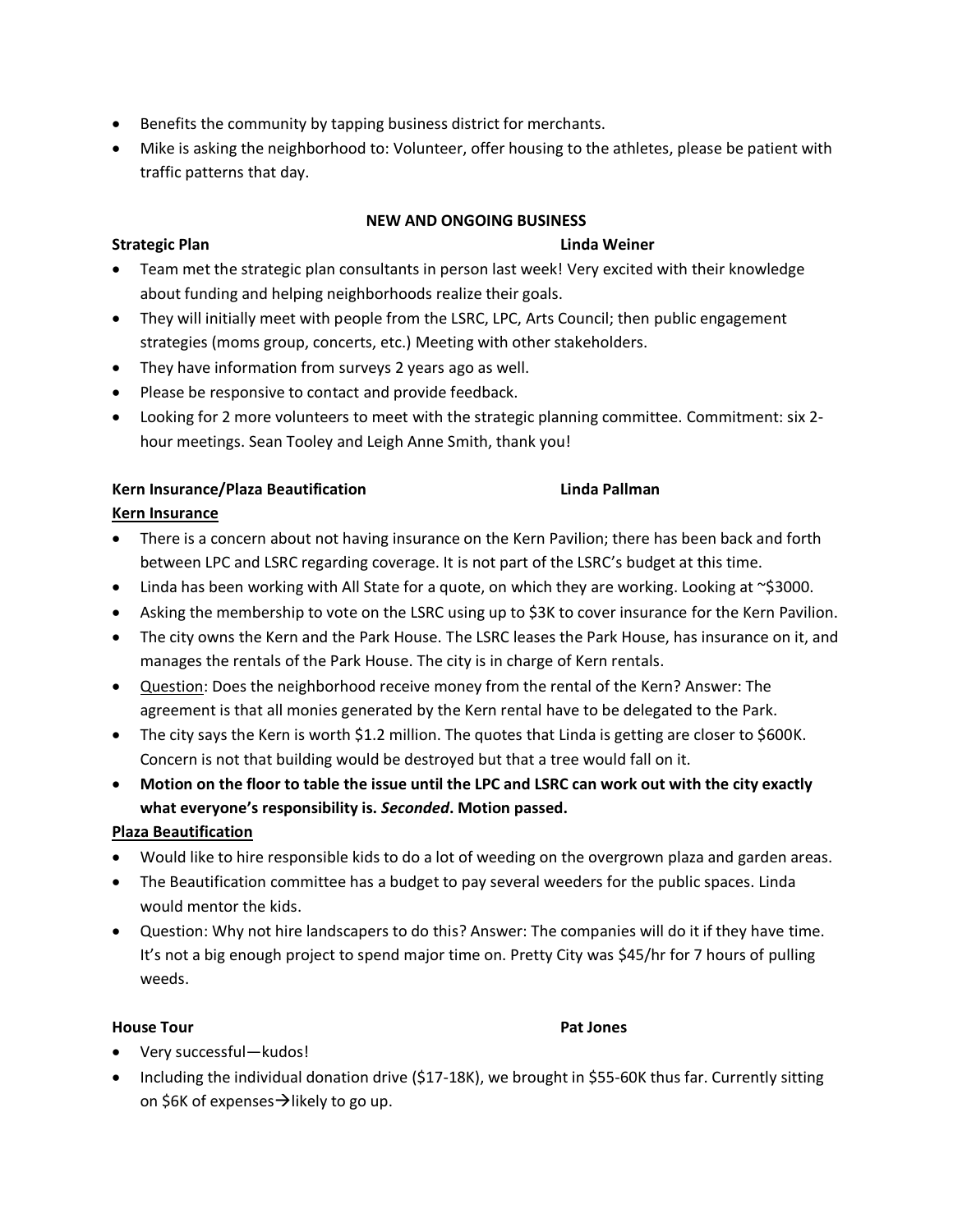- Benefits the community by tapping business district for merchants.
- Mike is asking the neighborhood to: Volunteer, offer housing to the athletes, please be patient with traffic patterns that day.

## NEW AND ONGOING BUSINESS

**Strategic Plan** **Linda Weiner**

- Team met the strategic plan consultants in person last week! Very excited with their knowledge about funding and helping neighborhoods realize their goals.
- They will initially meet with people from the LSRC, LPC, Arts Council; then public engagement strategies (moms group, concerts, etc.) Meeting with other stakeholders.
- They have information from surveys 2 years ago as well.
- Please be responsive to contact and provide feedback.
- Looking for 2 more volunteers to meet with the strategic planning committee. Commitment: six 2-hour meetings. Sean Tooley and Leigh Anne Smith, thank you!

**Kern Insurance/Plaza Beautification** **Linda Pallman**

**Kern Insurance**

- There is a concern about not having insurance on the Kern Pavilion; there has been back and forth between LPC and LSRC regarding coverage. It is not part of the LSRC's budget at this time.
- Linda has been working with All State for a quote, on which they are working. Looking at ~$3000.
- Asking the membership to vote on the LSRC using up to $3K to cover insurance for the Kern Pavilion.
- The city owns the Kern and the Park House. The LSRC leases the Park House, has insurance on it, and manages the rentals of the Park House. The city is in charge of Kern rentals.
- Question: Does the neighborhood receive money from the rental of the Kern? Answer: The agreement is that all monies generated by the Kern rental have to be delegated to the Park.
- The city says the Kern is worth $1.2 million. The quotes that Linda is getting are closer to $600K. Concern is not that building would be destroyed but that a tree would fall on it.
- **Motion on the floor to table the issue until the LPC and LSRC can work out with the city exactly what everyone's responsibility is. *Seconded*. Motion passed.**

**Plaza Beautification**

- Would like to hire responsible kids to do a lot of weeding on the overgrown plaza and garden areas.
- The Beautification committee has a budget to pay several weeders for the public spaces. Linda would mentor the kids.
- Question: Why not hire landscapers to do this? Answer: The companies will do it if they have time. It's not a big enough project to spend major time on. Pretty City was $45/hr for 7 hours of pulling weeds.

**House Tour** **Pat Jones**

- Very successful—kudos!
- Including the individual donation drive ($17-18K), we brought in $55-60K thus far. Currently sitting on $6K of expenses→likely to go up.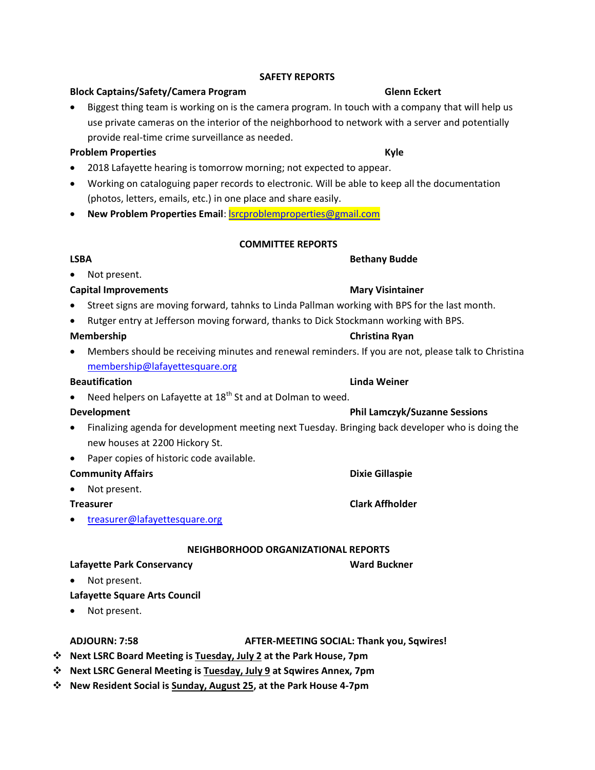## SAFETY REPORTS

**Block Captains/Safety/Camera Program** — **Glenn Eckert**

- Biggest thing team is working on is the camera program. In touch with a company that will help us use private cameras on the interior of the neighborhood to network with a server and potentially provide real-time crime surveillance as needed.

**Problem Properties** — **Kyle**

- 2018 Lafayette hearing is tomorrow morning; not expected to appear.
- Working on cataloguing paper records to electronic. Will be able to keep all the documentation (photos, letters, emails, etc.) in one place and share easily.
- **New Problem Properties Email**: lsrcproblemproperties@gmail.com

## COMMITTEE REPORTS

**LSBA** — **Bethany Budde**

- Not present.

**Capital Improvements** — **Mary Visintainer**

- Street signs are moving forward, tahnks to Linda Pallman working with BPS for the last month.
- Rutger entry at Jefferson moving forward, thanks to Dick Stockmann working with BPS.

**Membership** — **Christina Ryan**

- Members should be receiving minutes and renewal reminders. If you are not, please talk to Christina membership@lafayettesquare.org

**Beautification** — **Linda Weiner**

- Need helpers on Lafayette at 18th St and at Dolman to weed.

**Development** — **Phil Lamczyk/Suzanne Sessions**

- Finalizing agenda for development meeting next Tuesday. Bringing back developer who is doing the new houses at 2200 Hickory St.
- Paper copies of historic code available.

**Community Affairs** — **Dixie Gillaspie**

- Not present.

**Treasurer** — **Clark Affholder**

- treasurer@lafayettesquare.org

## NEIGHBORHOOD ORGANIZATIONAL REPORTS

**Lafayette Park Conservancy** — **Ward Buckner**

- Not present.

**Lafayette Square Arts Council**

- Not present.

**ADJOURN: 7:58** — **AFTER-MEETING SOCIAL: Thank you, Sqwires!**

- **Next LSRC Board Meeting is Tuesday, July 2 at the Park House, 7pm**
- **Next LSRC General Meeting is Tuesday, July 9 at Sqwires Annex, 7pm**
- **New Resident Social is Sunday, August 25, at the Park House 4-7pm**